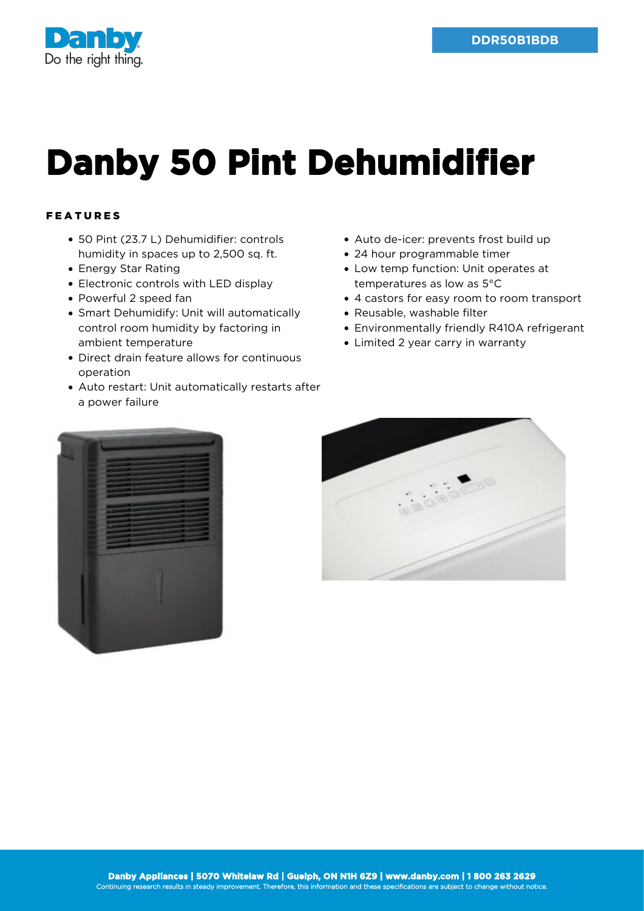DDR50B1BDB

# Danby 50 Pint Dehumidifier

## FEATURES

- 50 Pint (23.7 L) Dehumidifier: controls humidity in spaces up to 2,500 sq. ft.
- Energy Star Rating
- Electronic controls with LED display
- Powerful 2 speed fan
- Smart Dehumidify: Unit will automatically control room humidity by factoring in ambient temperature
- Direct drain feature allows for continuous operation
- Auto restart: Unit automatically restarts after a power failure
- Auto de-icer: prevents frost build up
- 24 hour programmable timer
- Low temp function: Unit operates at temperatures as low as 5°C
- 4 castors for easy room to room transport
- Reusable, washable filter
- Environmentally friendly R410A refrigerant
- Limited 2 year carry in warranty

**Danby Appliances | 5070 Whitelaw Rd | Guelph, ON N1H 6Z9 | www.danby.com | 1 800 263 2629**

Continuing research results in steady improvement. Therefore, this information and these specifications are subject to change without notice.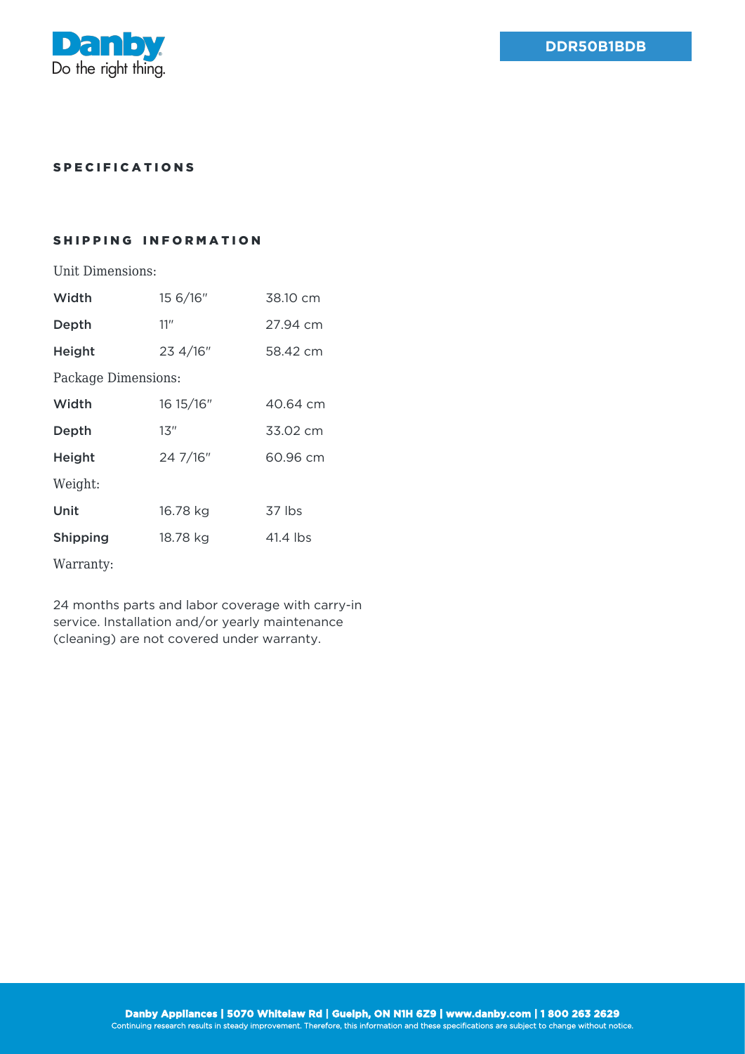## SPECIFICATIONS

### SHIPPING INFORMATION

| | | |
|---|---|---|
| Unit Dimensions: | | |
| **Width** | 15 6/16″ | 38.10 cm |
| **Depth** | 11″ | 27.94 cm |
| **Height** | 23 4/16″ | 58.42 cm |
| Package Dimensions: | | |
| **Width** | 16 15/16″ | 40.64 cm |
| **Depth** | 13″ | 33.02 cm |
| **Height** | 24 7/16″ | 60.96 cm |
| Weight: | | |
| **Unit** | 16.78 kg | 37 lbs |
| **Shipping** | 18.78 kg | 41.4 lbs |

Warranty:

24 months parts and labor coverage with carry-in service. Installation and/or yearly maintenance (cleaning) are not covered under warranty.